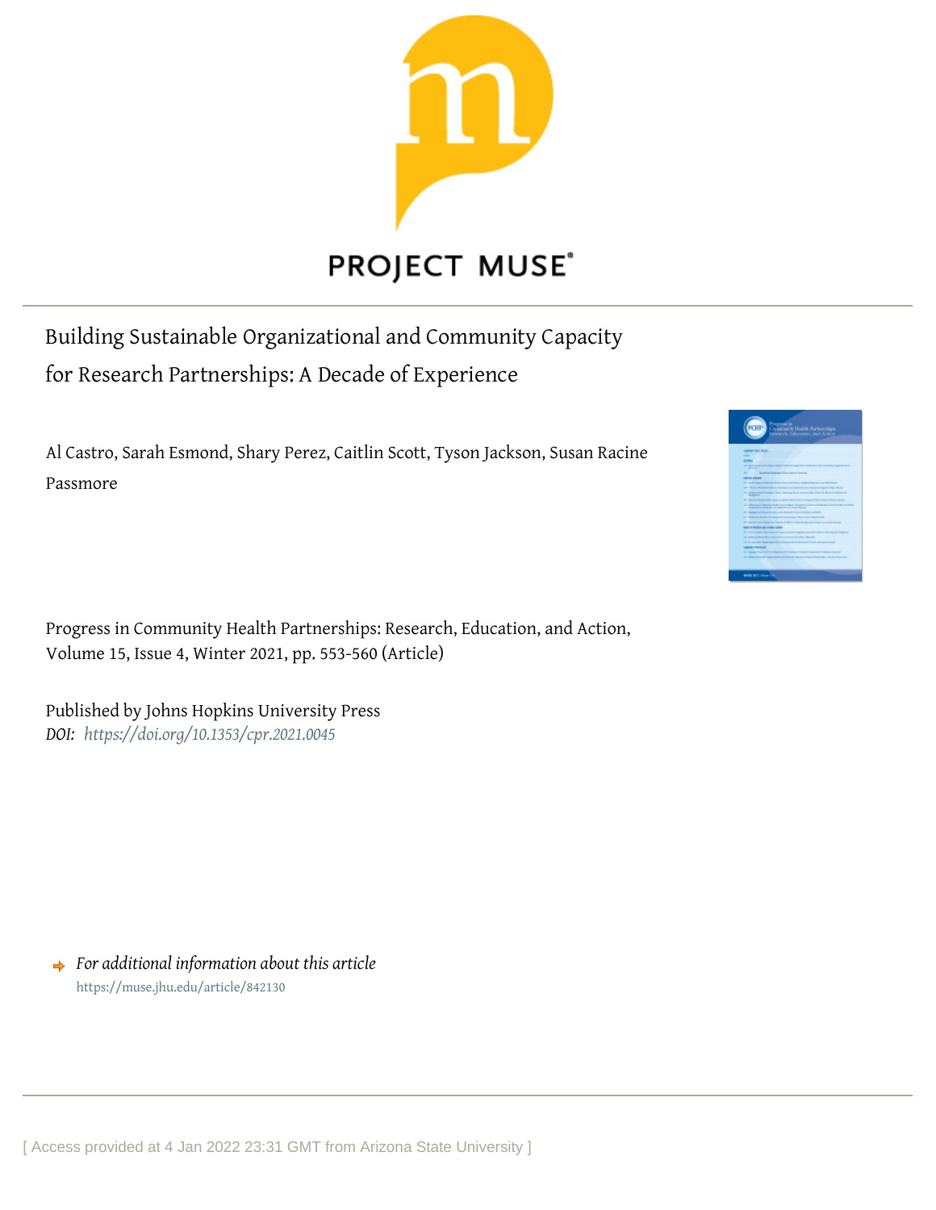PROJECT MUSE

# Building Sustainable Organizational and Community Capacity for Research Partnerships: A Decade of Experience

Al Castro, Sarah Esmond, Shary Perez, Caitlin Scott, Tyson Jackson, Susan Racine Passmore

Progress in Community Health Partnerships: Research, Education, and Action, Volume 15, Issue 4, Winter 2021, pp. 553-560 (Article)

Published by Johns Hopkins University Press

*DOI: https://doi.org/10.1353/cpr.2021.0045*

*For additional information about this article*

https://muse.jhu.edu/article/842130

[ Access provided at 4 Jan 2022 23:31 GMT from Arizona State University ]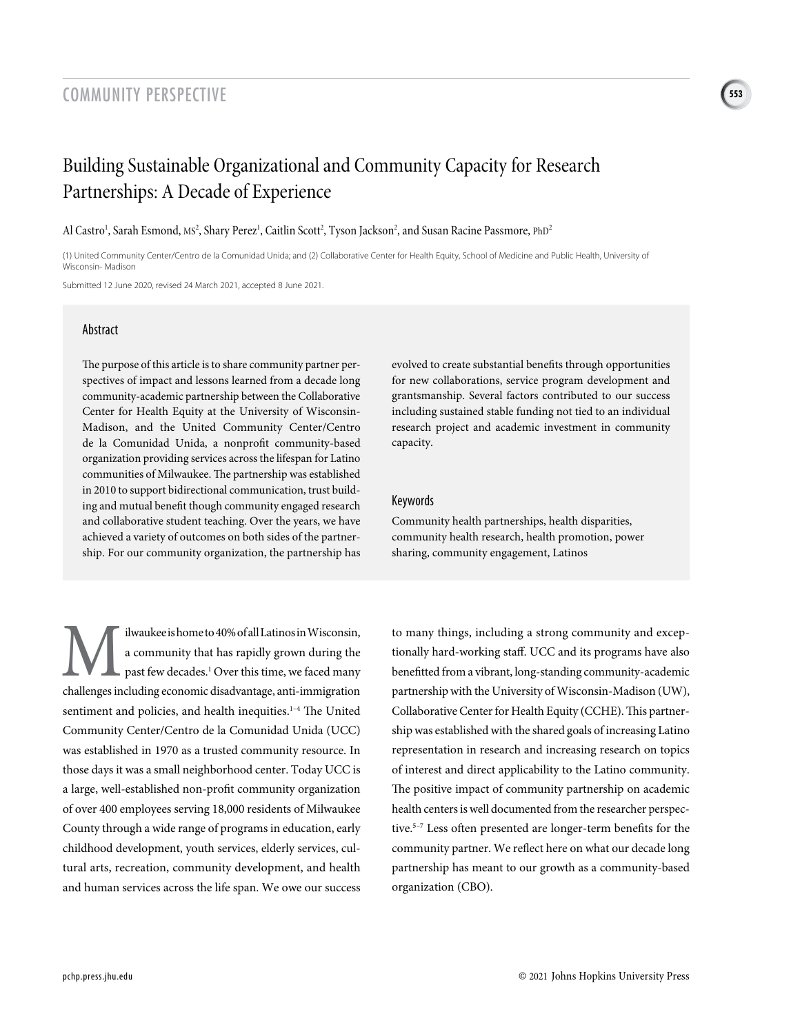# Building Sustainable Organizational and Community Capacity for Research Partnerships: A Decade of Experience

Al Castro[1], Sarah Esmond, MS[2], Shary Perez[1], Caitlin Scott[2], Tyson Jackson[2], and Susan Racine Passmore, PhD[2]

(1) United Community Center/Centro de la Comunidad Unida; and (2) Collaborative Center for Health Equity, School of Medicine and Public Health, University of Wisconsin- Madison

Submitted 12 June 2020, revised 24 March 2021, accepted 8 June 2021.

## Abstract

The purpose of this article is to share community partner perspectives of impact and lessons learned from a decade long community-academic partnership between the Collaborative Center for Health Equity at the University of Wisconsin-Madison, and the United Community Center/Centro de la Comunidad Unida, a nonprofit community-based organization providing services across the lifespan for Latino communities of Milwaukee. The partnership was established in 2010 to support bidirectional communication, trust building and mutual benefit though community engaged research and collaborative student teaching. Over the years, we have achieved a variety of outcomes on both sides of the partnership. For our community organization, the partnership has evolved to create substantial benefits through opportunities for new collaborations, service program development and grantsmanship. Several factors contributed to our success including sustained stable funding not tied to an individual research project and academic investment in community capacity.

## Keywords

Community health partnerships, health disparities, community health research, health promotion, power sharing, community engagement, Latinos

Milwaukee is home to 40% of all Latinos in Wisconsin, a community that has rapidly grown during the past few decades.[1] Over this time, we faced many challenges including economic disadvantage, anti-immigration sentiment and policies, and health inequities.[1–4] The United Community Center/Centro de la Comunidad Unida (UCC) was established in 1970 as a trusted community resource. In those days it was a small neighborhood center. Today UCC is a large, well-established non-profit community organization of over 400 employees serving 18,000 residents of Milwaukee County through a wide range of programs in education, early childhood development, youth services, elderly services, cultural arts, recreation, community development, and health and human services across the life span. We owe our success to many things, including a strong community and exceptionally hard-working staff. UCC and its programs have also benefitted from a vibrant, long-standing community-academic partnership with the University of Wisconsin-Madison (UW), Collaborative Center for Health Equity (CCHE). This partnership was established with the shared goals of increasing Latino representation in research and increasing research on topics of interest and direct applicability to the Latino community. The positive impact of community partnership on academic health centers is well documented from the researcher perspective.[5–7] Less often presented are longer-term benefits for the community partner. We reflect here on what our decade long partnership has meant to our growth as a community-based organization (CBO).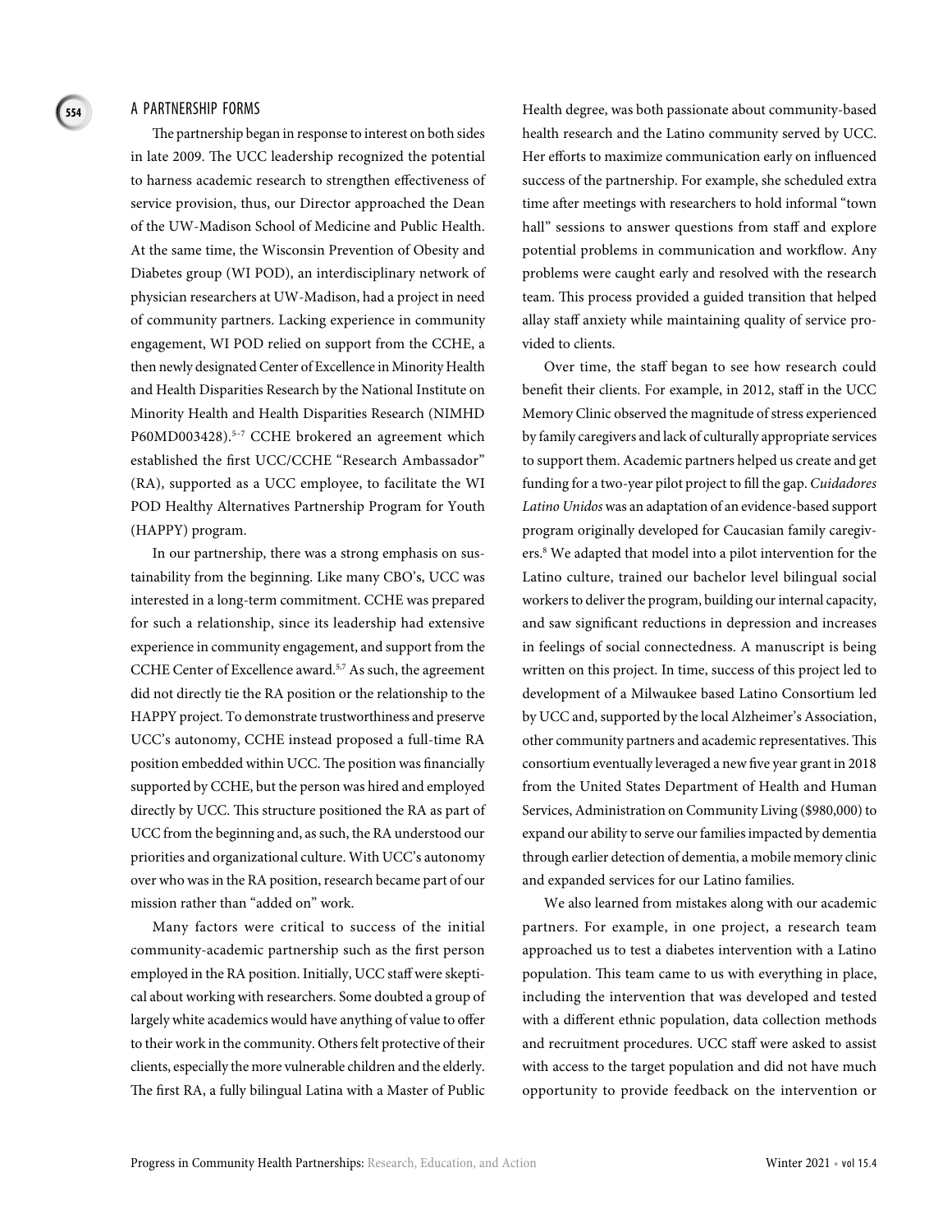## A PARTNERSHIP FORMS

The partnership began in response to interest on both sides in late 2009. The UCC leadership recognized the potential to harness academic research to strengthen effectiveness of service provision, thus, our Director approached the Dean of the UW-Madison School of Medicine and Public Health. At the same time, the Wisconsin Prevention of Obesity and Diabetes group (WI POD), an interdisciplinary network of physician researchers at UW-Madison, had a project in need of community partners. Lacking experience in community engagement, WI POD relied on support from the CCHE, a then newly designated Center of Excellence in Minority Health and Health Disparities Research by the National Institute on Minority Health and Health Disparities Research (NIMHD P60MD003428).[5–7] CCHE brokered an agreement which established the first UCC/CCHE "Research Ambassador" (RA), supported as a UCC employee, to facilitate the WI POD Healthy Alternatives Partnership Program for Youth (HAPPY) program.

In our partnership, there was a strong emphasis on sustainability from the beginning. Like many CBO's, UCC was interested in a long-term commitment. CCHE was prepared for such a relationship, since its leadership had extensive experience in community engagement, and support from the CCHE Center of Excellence award.[5,7] As such, the agreement did not directly tie the RA position or the relationship to the HAPPY project. To demonstrate trustworthiness and preserve UCC's autonomy, CCHE instead proposed a full-time RA position embedded within UCC. The position was financially supported by CCHE, but the person was hired and employed directly by UCC. This structure positioned the RA as part of UCC from the beginning and, as such, the RA understood our priorities and organizational culture. With UCC's autonomy over who was in the RA position, research became part of our mission rather than "added on" work.

Many factors were critical to success of the initial community-academic partnership such as the first person employed in the RA position. Initially, UCC staff were skeptical about working with researchers. Some doubted a group of largely white academics would have anything of value to offer to their work in the community. Others felt protective of their clients, especially the more vulnerable children and the elderly. The first RA, a fully bilingual Latina with a Master of Public Health degree, was both passionate about community-based health research and the Latino community served by UCC. Her efforts to maximize communication early on influenced success of the partnership. For example, she scheduled extra time after meetings with researchers to hold informal "town hall" sessions to answer questions from staff and explore potential problems in communication and workflow. Any problems were caught early and resolved with the research team. This process provided a guided transition that helped allay staff anxiety while maintaining quality of service provided to clients.

Over time, the staff began to see how research could benefit their clients. For example, in 2012, staff in the UCC Memory Clinic observed the magnitude of stress experienced by family caregivers and lack of culturally appropriate services to support them. Academic partners helped us create and get funding for a two-year pilot project to fill the gap. *Cuidadores Latino Unidos* was an adaptation of an evidence-based support program originally developed for Caucasian family caregivers.[8] We adapted that model into a pilot intervention for the Latino culture, trained our bachelor level bilingual social workers to deliver the program, building our internal capacity, and saw significant reductions in depression and increases in feelings of social connectedness. A manuscript is being written on this project. In time, success of this project led to development of a Milwaukee based Latino Consortium led by UCC and, supported by the local Alzheimer's Association, other community partners and academic representatives. This consortium eventually leveraged a new five year grant in 2018 from the United States Department of Health and Human Services, Administration on Community Living ($980,000) to expand our ability to serve our families impacted by dementia through earlier detection of dementia, a mobile memory clinic and expanded services for our Latino families.

We also learned from mistakes along with our academic partners. For example, in one project, a research team approached us to test a diabetes intervention with a Latino population. This team came to us with everything in place, including the intervention that was developed and tested with a different ethnic population, data collection methods and recruitment procedures. UCC staff were asked to assist with access to the target population and did not have much opportunity to provide feedback on the intervention or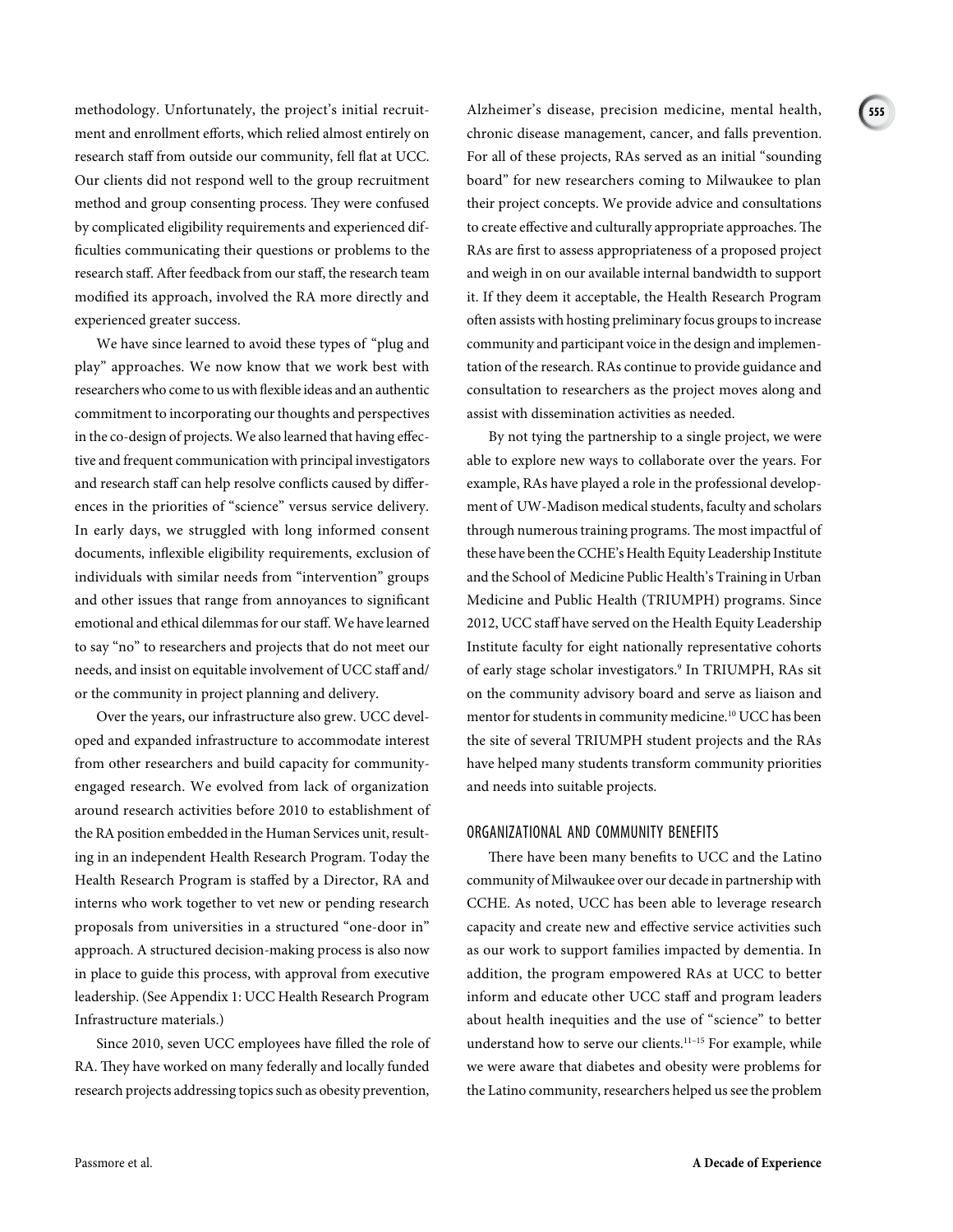methodology. Unfortunately, the project's initial recruitment and enrollment efforts, which relied almost entirely on research staff from outside our community, fell flat at UCC. Our clients did not respond well to the group recruitment method and group consenting process. They were confused by complicated eligibility requirements and experienced difficulties communicating their questions or problems to the research staff. After feedback from our staff, the research team modified its approach, involved the RA more directly and experienced greater success.

We have since learned to avoid these types of "plug and play" approaches. We now know that we work best with researchers who come to us with flexible ideas and an authentic commitment to incorporating our thoughts and perspectives in the co-design of projects. We also learned that having effective and frequent communication with principal investigators and research staff can help resolve conflicts caused by differences in the priorities of "science" versus service delivery. In early days, we struggled with long informed consent documents, inflexible eligibility requirements, exclusion of individuals with similar needs from "intervention" groups and other issues that range from annoyances to significant emotional and ethical dilemmas for our staff. We have learned to say "no" to researchers and projects that do not meet our needs, and insist on equitable involvement of UCC staff and/or the community in project planning and delivery.

Over the years, our infrastructure also grew. UCC developed and expanded infrastructure to accommodate interest from other researchers and build capacity for community-engaged research. We evolved from lack of organization around research activities before 2010 to establishment of the RA position embedded in the Human Services unit, resulting in an independent Health Research Program. Today the Health Research Program is staffed by a Director, RA and interns who work together to vet new or pending research proposals from universities in a structured "one-door in" approach. A structured decision-making process is also now in place to guide this process, with approval from executive leadership. (See Appendix 1: UCC Health Research Program Infrastructure materials.)

Since 2010, seven UCC employees have filled the role of RA. They have worked on many federally and locally funded research projects addressing topics such as obesity prevention, Alzheimer's disease, precision medicine, mental health, chronic disease management, cancer, and falls prevention. For all of these projects, RAs served as an initial "sounding board" for new researchers coming to Milwaukee to plan their project concepts. We provide advice and consultations to create effective and culturally appropriate approaches. The RAs are first to assess appropriateness of a proposed project and weigh in on our available internal bandwidth to support it. If they deem it acceptable, the Health Research Program often assists with hosting preliminary focus groups to increase community and participant voice in the design and implementation of the research. RAs continue to provide guidance and consultation to researchers as the project moves along and assist with dissemination activities as needed.

By not tying the partnership to a single project, we were able to explore new ways to collaborate over the years. For example, RAs have played a role in the professional development of UW-Madison medical students, faculty and scholars through numerous training programs. The most impactful of these have been the CCHE's Health Equity Leadership Institute and the School of Medicine Public Health's Training in Urban Medicine and Public Health (TRIUMPH) programs. Since 2012, UCC staff have served on the Health Equity Leadership Institute faculty for eight nationally representative cohorts of early stage scholar investigators.[9] In TRIUMPH, RAs sit on the community advisory board and serve as liaison and mentor for students in community medicine.[10] UCC has been the site of several TRIUMPH student projects and the RAs have helped many students transform community priorities and needs into suitable projects.

## Organizational and Community Benefits

There have been many benefits to UCC and the Latino community of Milwaukee over our decade in partnership with CCHE. As noted, UCC has been able to leverage research capacity and create new and effective service activities such as our work to support families impacted by dementia. In addition, the program empowered RAs at UCC to better inform and educate other UCC staff and program leaders about health inequities and the use of "science" to better understand how to serve our clients.[11–15] For example, while we were aware that diabetes and obesity were problems for the Latino community, researchers helped us see the problem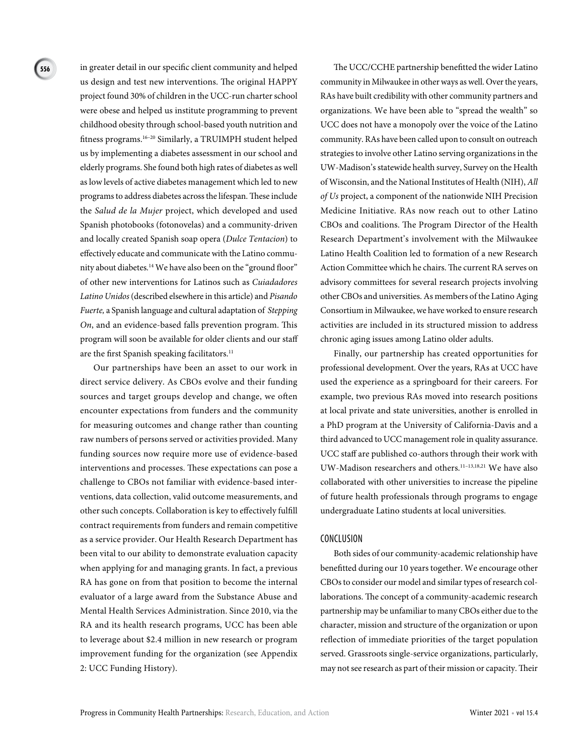in greater detail in our specific client community and helped us design and test new interventions. The original HAPPY project found 30% of children in the UCC-run charter school were obese and helped us institute programming to prevent childhood obesity through school-based youth nutrition and fitness programs.[16–20] Similarly, a TRUIMPH student helped us by implementing a diabetes assessment in our school and elderly programs. She found both high rates of diabetes as well as low levels of active diabetes management which led to new programs to address diabetes across the lifespan. These include the *Salud de la Mujer* project, which developed and used Spanish photobooks (fotonovelas) and a community-driven and locally created Spanish soap opera (*Dulce Tentacion*) to effectively educate and communicate with the Latino community about diabetes.[14] We have also been on the "ground floor" of other new interventions for Latinos such as *Cuiadadores Latino Unidos* (described elsewhere in this article) and *Pisando Fuerte,* a Spanish language and cultural adaptation of *Stepping On*, and an evidence-based falls prevention program. This program will soon be available for older clients and our staff are the first Spanish speaking facilitators.[11]

Our partnerships have been an asset to our work in direct service delivery. As CBOs evolve and their funding sources and target groups develop and change, we often encounter expectations from funders and the community for measuring outcomes and change rather than counting raw numbers of persons served or activities provided. Many funding sources now require more use of evidence-based interventions and processes. These expectations can pose a challenge to CBOs not familiar with evidence-based interventions, data collection, valid outcome measurements, and other such concepts. Collaboration is key to effectively fulfill contract requirements from funders and remain competitive as a service provider. Our Health Research Department has been vital to our ability to demonstrate evaluation capacity when applying for and managing grants. In fact, a previous RA has gone on from that position to become the internal evaluator of a large award from the Substance Abuse and Mental Health Services Administration. Since 2010, via the RA and its health research programs, UCC has been able to leverage about $2.4 million in new research or program improvement funding for the organization (see Appendix 2: UCC Funding History).

The UCC/CCHE partnership benefitted the wider Latino community in Milwaukee in other ways as well. Over the years, RAs have built credibility with other community partners and organizations. We have been able to "spread the wealth" so UCC does not have a monopoly over the voice of the Latino community. RAs have been called upon to consult on outreach strategies to involve other Latino serving organizations in the UW-Madison's statewide health survey, Survey on the Health of Wisconsin, and the National Institutes of Health (NIH), *All of Us* project, a component of the nationwide NIH Precision Medicine Initiative. RAs now reach out to other Latino CBOs and coalitions. The Program Director of the Health Research Department's involvement with the Milwaukee Latino Health Coalition led to formation of a new Research Action Committee which he chairs. The current RA serves on advisory committees for several research projects involving other CBOs and universities. As members of the Latino Aging Consortium in Milwaukee, we have worked to ensure research activities are included in its structured mission to address chronic aging issues among Latino older adults.

Finally, our partnership has created opportunities for professional development. Over the years, RAs at UCC have used the experience as a springboard for their careers. For example, two previous RAs moved into research positions at local private and state universities, another is enrolled in a PhD program at the University of California-Davis and a third advanced to UCC management role in quality assurance. UCC staff are published co-authors through their work with UW-Madison researchers and others.[11–13,18,21] We have also collaborated with other universities to increase the pipeline of future health professionals through programs to engage undergraduate Latino students at local universities.

## CONCLUSION

Both sides of our community-academic relationship have benefitted during our 10 years together. We encourage other CBOs to consider our model and similar types of research collaborations. The concept of a community-academic research partnership may be unfamiliar to many CBOs either due to the character, mission and structure of the organization or upon reflection of immediate priorities of the target population served. Grassroots single-service organizations, particularly, may not see research as part of their mission or capacity. Their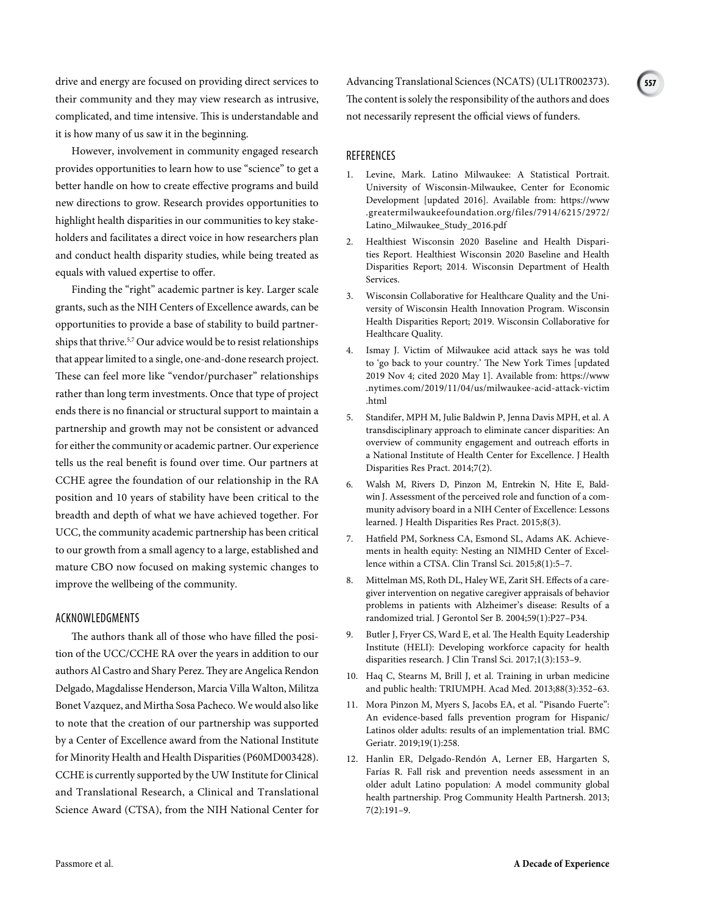drive and energy are focused on providing direct services to their community and they may view research as intrusive, complicated, and time intensive. This is understandable and it is how many of us saw it in the beginning.

However, involvement in community engaged research provides opportunities to learn how to use "science" to get a better handle on how to create effective programs and build new directions to grow. Research provides opportunities to highlight health disparities in our communities to key stakeholders and facilitates a direct voice in how researchers plan and conduct health disparity studies, while being treated as equals with valued expertise to offer.

Finding the "right" academic partner is key. Larger scale grants, such as the NIH Centers of Excellence awards, can be opportunities to provide a base of stability to build partnerships that thrive.[5,7] Our advice would be to resist relationships that appear limited to a single, one-and-done research project. These can feel more like "vendor/purchaser" relationships rather than long term investments. Once that type of project ends there is no financial or structural support to maintain a partnership and growth may not be consistent or advanced for either the community or academic partner. Our experience tells us the real benefit is found over time. Our partners at CCHE agree the foundation of our relationship in the RA position and 10 years of stability have been critical to the breadth and depth of what we have achieved together. For UCC, the community academic partnership has been critical to our growth from a small agency to a large, established and mature CBO now focused on making systemic changes to improve the wellbeing of the community.

## ACKNOWLEDGMENTS

The authors thank all of those who have filled the position of the UCC/CCHE RA over the years in addition to our authors Al Castro and Shary Perez. They are Angelica Rendon Delgado, Magdalisse Henderson, Marcia Villa Walton, Militza Bonet Vazquez, and Mirtha Sosa Pacheco. We would also like to note that the creation of our partnership was supported by a Center of Excellence award from the National Institute for Minority Health and Health Disparities (P60MD003428). CCHE is currently supported by the UW Institute for Clinical and Translational Research, a Clinical and Translational Science Award (CTSA), from the NIH National Center for Advancing Translational Sciences (NCATS) (UL1TR002373). The content is solely the responsibility of the authors and does not necessarily represent the official views of funders.

## REFERENCES

1. Levine, Mark. Latino Milwaukee: A Statistical Portrait. University of Wisconsin-Milwaukee, Center for Economic Development [updated 2016]. Available from: https://www.greatermilwaukeefoundation.org/files/7914/6215/2972/Latino_Milwaukee_Study_2016.pdf
2. Healthiest Wisconsin 2020 Baseline and Health Disparities Report. Healthiest Wisconsin 2020 Baseline and Health Disparities Report; 2014. Wisconsin Department of Health Services.
3. Wisconsin Collaborative for Healthcare Quality and the University of Wisconsin Health Innovation Program. Wisconsin Health Disparities Report; 2019. Wisconsin Collaborative for Healthcare Quality.
4. Ismay J. Victim of Milwaukee acid attack says he was told to 'go back to your country.' The New York Times [updated 2019 Nov 4; cited 2020 May 1]. Available from: https://www.nytimes.com/2019/11/04/us/milwaukee-acid-attack-victim.html
5. Standifer, MPH M, Julie Baldwin P, Jenna Davis MPH, et al. A transdisciplinary approach to eliminate cancer disparities: An overview of community engagement and outreach efforts in a National Institute of Health Center for Excellence. J Health Disparities Res Pract. 2014;7(2).
6. Walsh M, Rivers D, Pinzon M, Entrekin N, Hite E, Baldwin J. Assessment of the perceived role and function of a community advisory board in a NIH Center of Excellence: Lessons learned. J Health Disparities Res Pract. 2015;8(3).
7. Hatfield PM, Sorkness CA, Esmond SL, Adams AK. Achievements in health equity: Nesting an NIMHD Center of Excellence within a CTSA. Clin Transl Sci. 2015;8(1):5–7.
8. Mittelman MS, Roth DL, Haley WE, Zarit SH. Effects of a caregiver intervention on negative caregiver appraisals of behavior problems in patients with Alzheimer's disease: Results of a randomized trial. J Gerontol Ser B. 2004;59(1):P27–P34.
9. Butler J, Fryer CS, Ward E, et al. The Health Equity Leadership Institute (HELI): Developing workforce capacity for health disparities research. J Clin Transl Sci. 2017;1(3):153–9.
10. Haq C, Stearns M, Brill J, et al. Training in urban medicine and public health: TRIUMPH. Acad Med. 2013;88(3):352–63.
11. Mora Pinzon M, Myers S, Jacobs EA, et al. "Pisando Fuerte": An evidence-based falls prevention program for Hispanic/Latinos older adults: results of an implementation trial. BMC Geriatr. 2019;19(1):258.
12. Hanlin ER, Delgado-Rendón A, Lerner EB, Hargarten S, Farías R. Fall risk and prevention needs assessment in an older adult Latino population: A model community global health partnership. Prog Community Health Partnersh. 2013;7(2):191–9.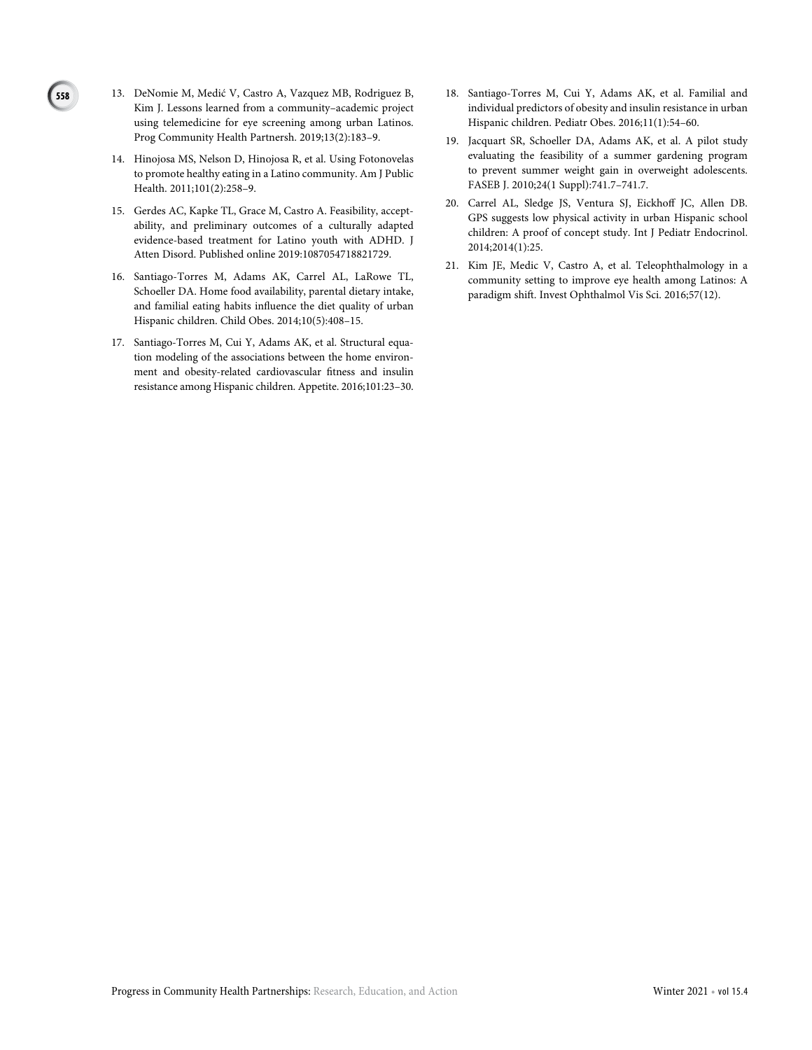13. DeNomie M, Medić V, Castro A, Vazquez MB, Rodriguez B, Kim J. Lessons learned from a community–academic project using telemedicine for eye screening among urban Latinos. Prog Community Health Partnersh. 2019;13(2):183–9.

14. Hinojosa MS, Nelson D, Hinojosa R, et al. Using Fotonovelas to promote healthy eating in a Latino community. Am J Public Health. 2011;101(2):258–9.

15. Gerdes AC, Kapke TL, Grace M, Castro A. Feasibility, acceptability, and preliminary outcomes of a culturally adapted evidence-based treatment for Latino youth with ADHD. J Atten Disord. Published online 2019:1087054718821729.

16. Santiago-Torres M, Adams AK, Carrel AL, LaRowe TL, Schoeller DA. Home food availability, parental dietary intake, and familial eating habits influence the diet quality of urban Hispanic children. Child Obes. 2014;10(5):408–15.

17. Santiago-Torres M, Cui Y, Adams AK, et al. Structural equation modeling of the associations between the home environment and obesity-related cardiovascular fitness and insulin resistance among Hispanic children. Appetite. 2016;101:23–30.

18. Santiago-Torres M, Cui Y, Adams AK, et al. Familial and individual predictors of obesity and insulin resistance in urban Hispanic children. Pediatr Obes. 2016;11(1):54–60.

19. Jacquart SR, Schoeller DA, Adams AK, et al. A pilot study evaluating the feasibility of a summer gardening program to prevent summer weight gain in overweight adolescents. FASEB J. 2010;24(1 Suppl):741.7–741.7.

20. Carrel AL, Sledge JS, Ventura SJ, Eickhoff JC, Allen DB. GPS suggests low physical activity in urban Hispanic school children: A proof of concept study. Int J Pediatr Endocrinol. 2014;2014(1):25.

21. Kim JE, Medic V, Castro A, et al. Teleophthalmology in a community setting to improve eye health among Latinos: A paradigm shift. Invest Ophthalmol Vis Sci. 2016;57(12).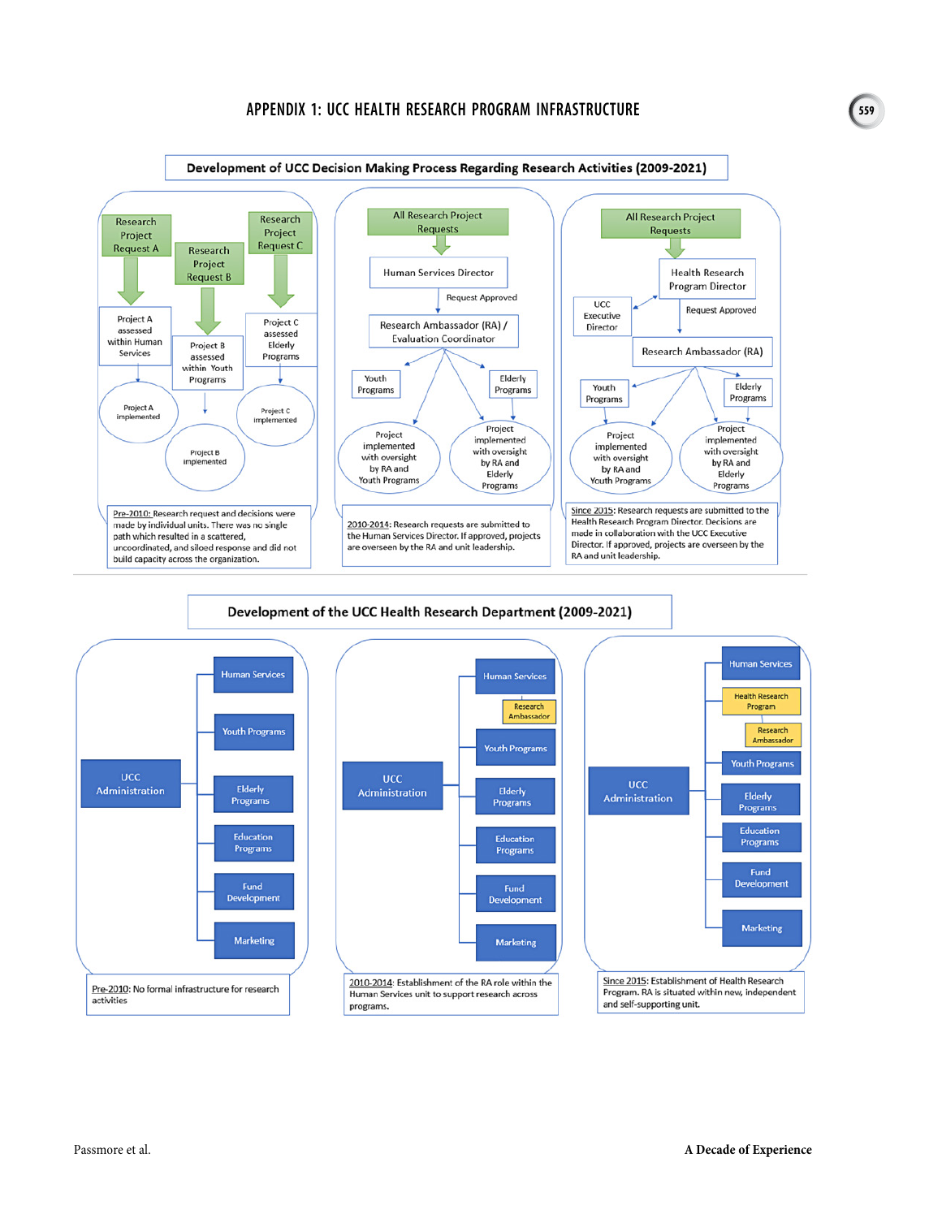# APPENDIX 1: UCC HEALTH RESEARCH PROGRAM INFRASTRUCTURE

**Development of UCC Decision Making Process Regarding Research Activities (2009-2021)**

Research Project Request A → Project A assessed within Human Services → Project A implemented

Research Project Request B → Project B assessed within Youth Programs → Project B implemented

Research Project Request C → Project C assessed Elderly Programs → Project C implemented

Pre-2010: Research request and decisions were made by individual units. There was no single path which resulted in a scattered, uncoordinated, and siloed response and did not build capacity across the organization.

All Research Project Requests → Human Services Director → Request Approved → Research Ambassador (RA) / Evaluation Coordinator → Youth Programs / Elderly Programs → Project implemented with oversight by RA and Youth Programs / Project implemented with oversight by RA and Elderly Programs

2010-2014: Research requests are submitted to the Human Services Director. If approved, projects are overseen by the RA and unit leadership.

All Research Project Requests → Health Research Program Director ↔ UCC Executive Director → Request Approved → Research Ambassador (RA) → Youth Programs / Elderly Programs → Project implemented with oversight by RA and Youth Programs / Project implemented with oversight by RA and Elderly Programs

Since 2015: Research requests are submitted to the Health Research Program Director. Decisions are made in collaboration with the UCC Executive Director. If approved, projects are overseen by the RA and unit leadership.

**Development of the UCC Health Research Department (2009-2021)**

UCC Administration → Human Services; Youth Programs; Elderly Programs; Education Programs; Fund Development; Marketing

Pre-2010: No formal infrastructure for research activities

UCC Administration → Human Services (Research Ambassador); Youth Programs; Elderly Programs; Education Programs; Fund Development; Marketing

2010-2014: Establishment of the RA role within the Human Services unit to support research across programs.

UCC Administration → Human Services; Health Research Program (Research Ambassador); Youth Programs; Elderly Programs; Education Programs; Fund Development; Marketing

Since 2015: Establishment of Health Research Program. RA is situated within new, independent and self-supporting unit.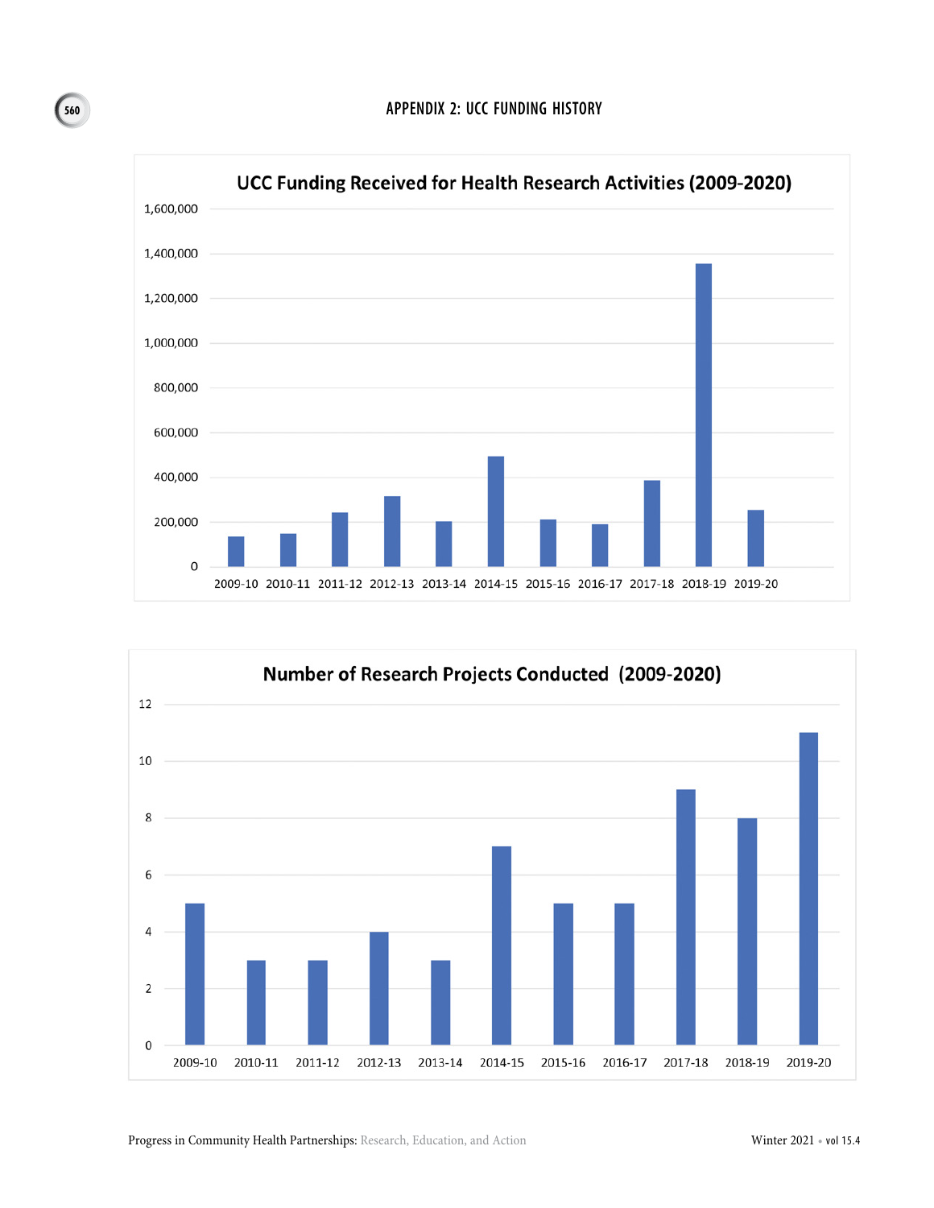## APPENDIX 2: UCC FUNDING HISTORY

UCC Funding Received for Health Research Activities (2009-2020)

1,600,000
1,400,000
1,200,000
1,000,000
800,000
600,000
400,000
200,000
0

2009-10 2010-11 2011-12 2012-13 2013-14 2014-15 2015-16 2016-17 2017-18 2018-19 2019-20

Number of Research Projects Conducted (2009-2020)

12
10
8
6
4
2
0

2009-10 2010-11 2011-12 2012-13 2013-14 2014-15 2015-16 2016-17 2017-18 2018-19 2019-20